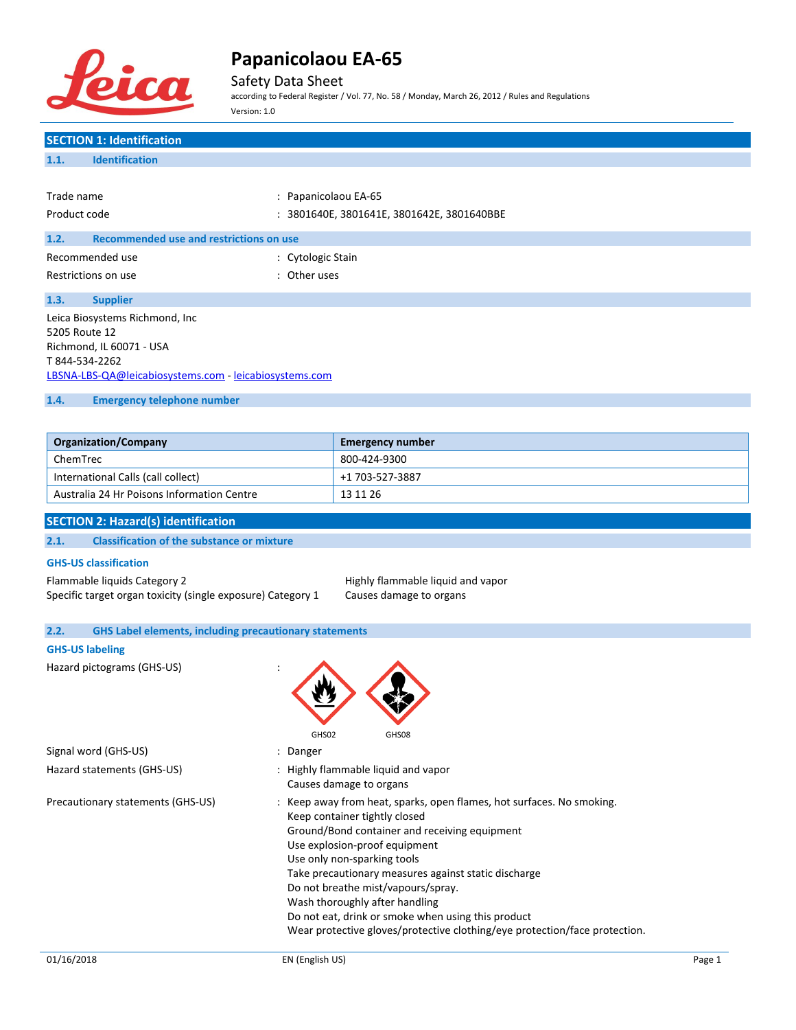# Papanicolaou EA-65

Safety Data Sheet

according to Federal Register / Vol. 77, No. 58 / Monday, March 26, 2012 / Rules and Regulations

Version: 1.0

## SECTION 1: Identification

### 1.1. Identification

Trade name : Papanicolaou EA-65

Product code : 3801640E, 3801641E, 3801642E, 3801640BBE

### 1.2. Recommended use and restrictions on use

Recommended use : Cytologic Stain

Restrictions on use : Other uses

### 1.3. Supplier

Leica Biosystems Richmond, Inc
5205 Route 12
Richmond, IL 60071 - USA
T 844-534-2262
LBSNA-LBS-QA@leicabiosystems.com - leicabiosystems.com

### 1.4. Emergency telephone number

| Organization/Company | Emergency number |
| --- | --- |
| ChemTrec | 800-424-9300 |
| International Calls (call collect) | +1 703-527-3887 |
| Australia 24 Hr Poisons Information Centre | 13 11 26 |

## SECTION 2: Hazard(s) identification

### 2.1. Classification of the substance or mixture

**GHS-US classification**

Flammable liquids Category 2 — Highly flammable liquid and vapor

Specific target organ toxicity (single exposure) Category 1 — Causes damage to organs

### 2.2. GHS Label elements, including precautionary statements

**GHS-US labeling**

Hazard pictograms (GHS-US) : GHS02, GHS08

Signal word (GHS-US) : Danger

Hazard statements (GHS-US) : Highly flammable liquid and vapor
Causes damage to organs

Precautionary statements (GHS-US) : Keep away from heat, sparks, open flames, hot surfaces. No smoking.
Keep container tightly closed
Ground/Bond container and receiving equipment
Use explosion-proof equipment
Use only non-sparking tools
Take precautionary measures against static discharge
Do not breathe mist/vapours/spray.
Wash thoroughly after handling
Do not eat, drink or smoke when using this product
Wear protective gloves/protective clothing/eye protection/face protection.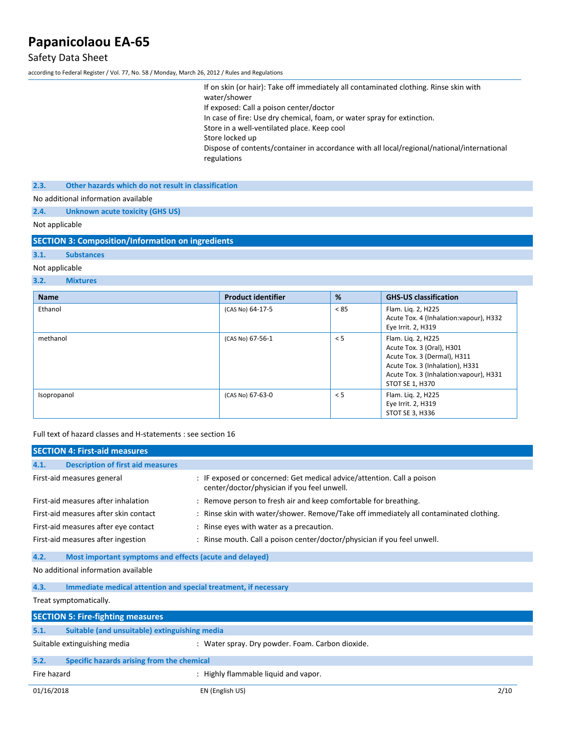If on skin (or hair): Take off immediately all contaminated clothing. Rinse skin with water/shower
If exposed: Call a poison center/doctor
In case of fire: Use dry chemical, foam, or water spray for extinction.
Store in a well-ventilated place. Keep cool
Store locked up
Dispose of contents/container in accordance with all local/regional/national/international regulations

### 2.3. Other hazards which do not result in classification

No additional information available

### 2.4. Unknown acute toxicity (GHS US)

Not applicable

## SECTION 3: Composition/Information on ingredients

### 3.1. Substances

Not applicable

### 3.2. Mixtures

| Name | Product identifier | % | GHS-US classification |
|---|---|---|---|
| Ethanol | (CAS No) 64-17-5 | < 85 | Flam. Liq. 2, H225<br>Acute Tox. 4 (Inhalation:vapour), H332<br>Eye Irrit. 2, H319 |
| methanol | (CAS No) 67-56-1 | < 5 | Flam. Liq. 2, H225<br>Acute Tox. 3 (Oral), H301<br>Acute Tox. 3 (Dermal), H311<br>Acute Tox. 3 (Inhalation), H331<br>Acute Tox. 3 (Inhalation:vapour), H331<br>STOT SE 1, H370 |
| Isopropanol | (CAS No) 67-63-0 | < 5 | Flam. Liq. 2, H225<br>Eye Irrit. 2, H319<br>STOT SE 3, H336 |

Full text of hazard classes and H-statements : see section 16

## SECTION 4: First-aid measures

### 4.1. Description of first aid measures

First-aid measures general : IF exposed or concerned: Get medical advice/attention. Call a poison center/doctor/physician if you feel unwell.

First-aid measures after inhalation : Remove person to fresh air and keep comfortable for breathing.

First-aid measures after skin contact : Rinse skin with water/shower. Remove/Take off immediately all contaminated clothing.

First-aid measures after eye contact : Rinse eyes with water as a precaution.

First-aid measures after ingestion : Rinse mouth. Call a poison center/doctor/physician if you feel unwell.

### 4.2. Most important symptoms and effects (acute and delayed)

No additional information available

### 4.3. Immediate medical attention and special treatment, if necessary

Treat symptomatically.

## SECTION 5: Fire-fighting measures

### 5.1. Suitable (and unsuitable) extinguishing media

Suitable extinguishing media : Water spray. Dry powder. Foam. Carbon dioxide.

### 5.2. Specific hazards arising from the chemical

Fire hazard : Highly flammable liquid and vapor.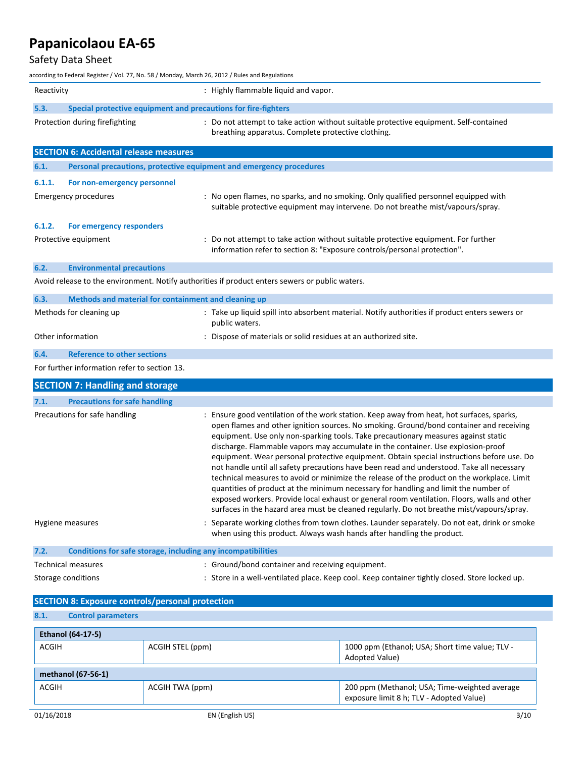Reactivity : Highly flammable liquid and vapor.

### 5.3. Special protective equipment and precautions for fire-fighters

Protection during firefighting : Do not attempt to take action without suitable protective equipment. Self-contained breathing apparatus. Complete protective clothing.

## SECTION 6: Accidental release measures

### 6.1. Personal precautions, protective equipment and emergency procedures

#### 6.1.1. For non-emergency personnel

Emergency procedures : No open flames, no sparks, and no smoking. Only qualified personnel equipped with suitable protective equipment may intervene. Do not breathe mist/vapours/spray.

#### 6.1.2. For emergency responders

Protective equipment : Do not attempt to take action without suitable protective equipment. For further information refer to section 8: "Exposure controls/personal protection".

### 6.2. Environmental precautions

Avoid release to the environment. Notify authorities if product enters sewers or public waters.

### 6.3. Methods and material for containment and cleaning up

Methods for cleaning up : Take up liquid spill into absorbent material. Notify authorities if product enters sewers or public waters.

Other information : Dispose of materials or solid residues at an authorized site.

### 6.4. Reference to other sections

For further information refer to section 13.

## SECTION 7: Handling and storage

### 7.1. Precautions for safe handling

Precautions for safe handling : Ensure good ventilation of the work station. Keep away from heat, hot surfaces, sparks, open flames and other ignition sources. No smoking. Ground/bond container and receiving equipment. Use only non-sparking tools. Take precautionary measures against static discharge. Flammable vapors may accumulate in the container. Use explosion-proof equipment. Wear personal protective equipment. Obtain special instructions before use. Do not handle until all safety precautions have been read and understood. Take all necessary technical measures to avoid or minimize the release of the product on the workplace. Limit quantities of product at the minimum necessary for handling and limit the number of exposed workers. Provide local exhaust or general room ventilation. Floors, walls and other surfaces in the hazard area must be cleaned regularly. Do not breathe mist/vapours/spray.

Hygiene measures : Separate working clothes from town clothes. Launder separately. Do not eat, drink or smoke when using this product. Always wash hands after handling the product.

### 7.2. Conditions for safe storage, including any incompatibilities

Technical measures : Ground/bond container and receiving equipment.

Storage conditions : Store in a well-ventilated place. Keep cool. Keep container tightly closed. Store locked up.

## SECTION 8: Exposure controls/personal protection

### 8.1. Control parameters

| Ethanol (64-17-5) | | |
|---|---|---|
| ACGIH | ACGIH STEL (ppm) | 1000 ppm (Ethanol; USA; Short time value; TLV - Adopted Value) |

| methanol (67-56-1) | | |
|---|---|---|
| ACGIH | ACGIH TWA (ppm) | 200 ppm (Methanol; USA; Time-weighted average exposure limit 8 h; TLV - Adopted Value) |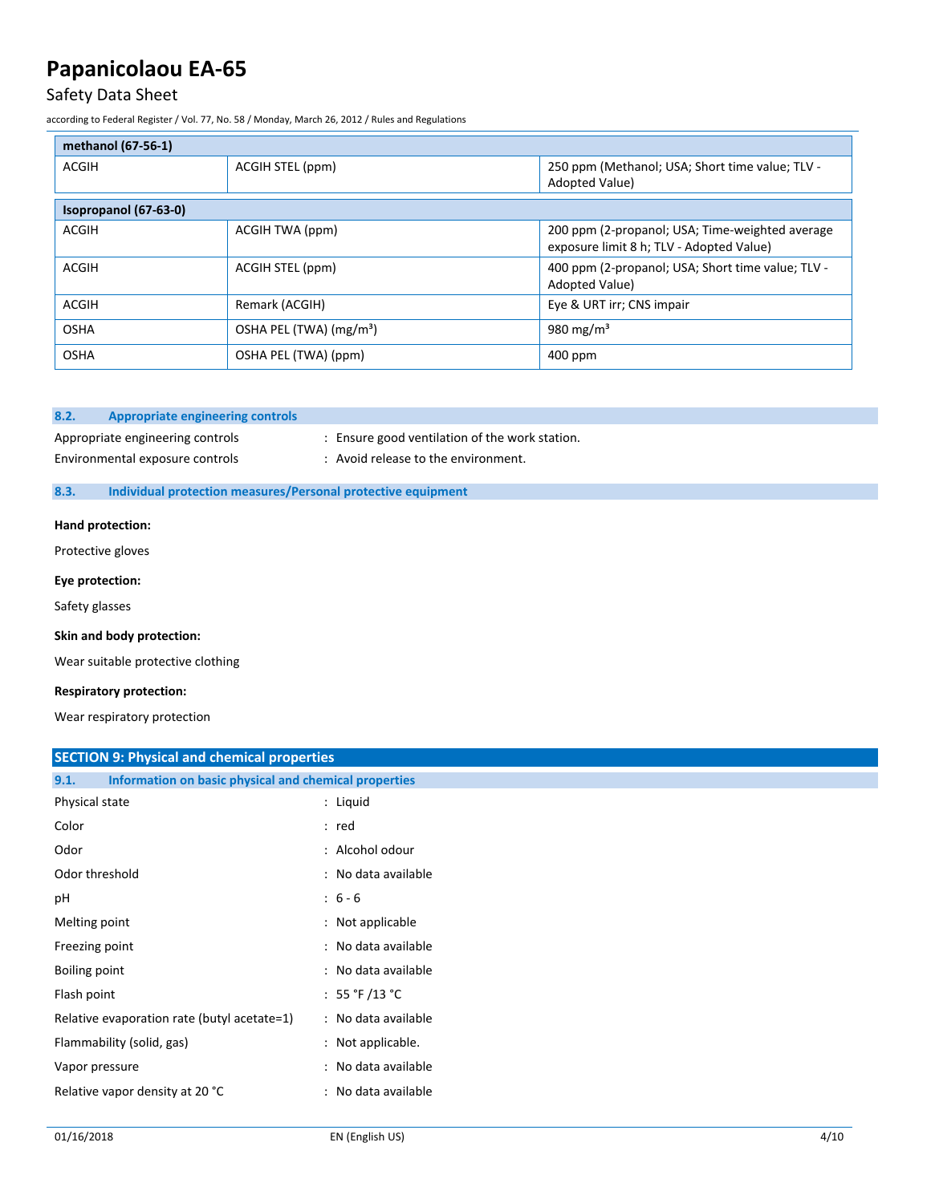| methanol (67-56-1) | | |
|---|---|---|
| ACGIH | ACGIH STEL (ppm) | 250 ppm (Methanol; USA; Short time value; TLV - Adopted Value) |

| Isopropanol (67-63-0) | | |
|---|---|---|
| ACGIH | ACGIH TWA (ppm) | 200 ppm (2-propanol; USA; Time-weighted average exposure limit 8 h; TLV - Adopted Value) |
| ACGIH | ACGIH STEL (ppm) | 400 ppm (2-propanol; USA; Short time value; TLV - Adopted Value) |
| ACGIH | Remark (ACGIH) | Eye & URT irr; CNS impair |
| OSHA | OSHA PEL (TWA) ($mg/m^3$) | 980 $mg/m^3$ |
| OSHA | OSHA PEL (TWA) (ppm) | 400 ppm |

### 8.2. Appropriate engineering controls

Appropriate engineering controls : Ensure good ventilation of the work station.

Environmental exposure controls : Avoid release to the environment.

### 8.3. Individual protection measures/Personal protective equipment

**Hand protection:**

Protective gloves

**Eye protection:**

Safety glasses

**Skin and body protection:**

Wear suitable protective clothing

**Respiratory protection:**

Wear respiratory protection

## SECTION 9: Physical and chemical properties

### 9.1. Information on basic physical and chemical properties

Physical state : Liquid

Color : red

Odor : Alcohol odour

Odor threshold : No data available

pH : 6 - 6

Melting point : Not applicable

Freezing point : No data available

Boiling point : No data available

Flash point : 55 °F /13 °C

Relative evaporation rate (butyl acetate=1) : No data available

Flammability (solid, gas) : Not applicable.

Vapor pressure : No data available

Relative vapor density at 20 °C : No data available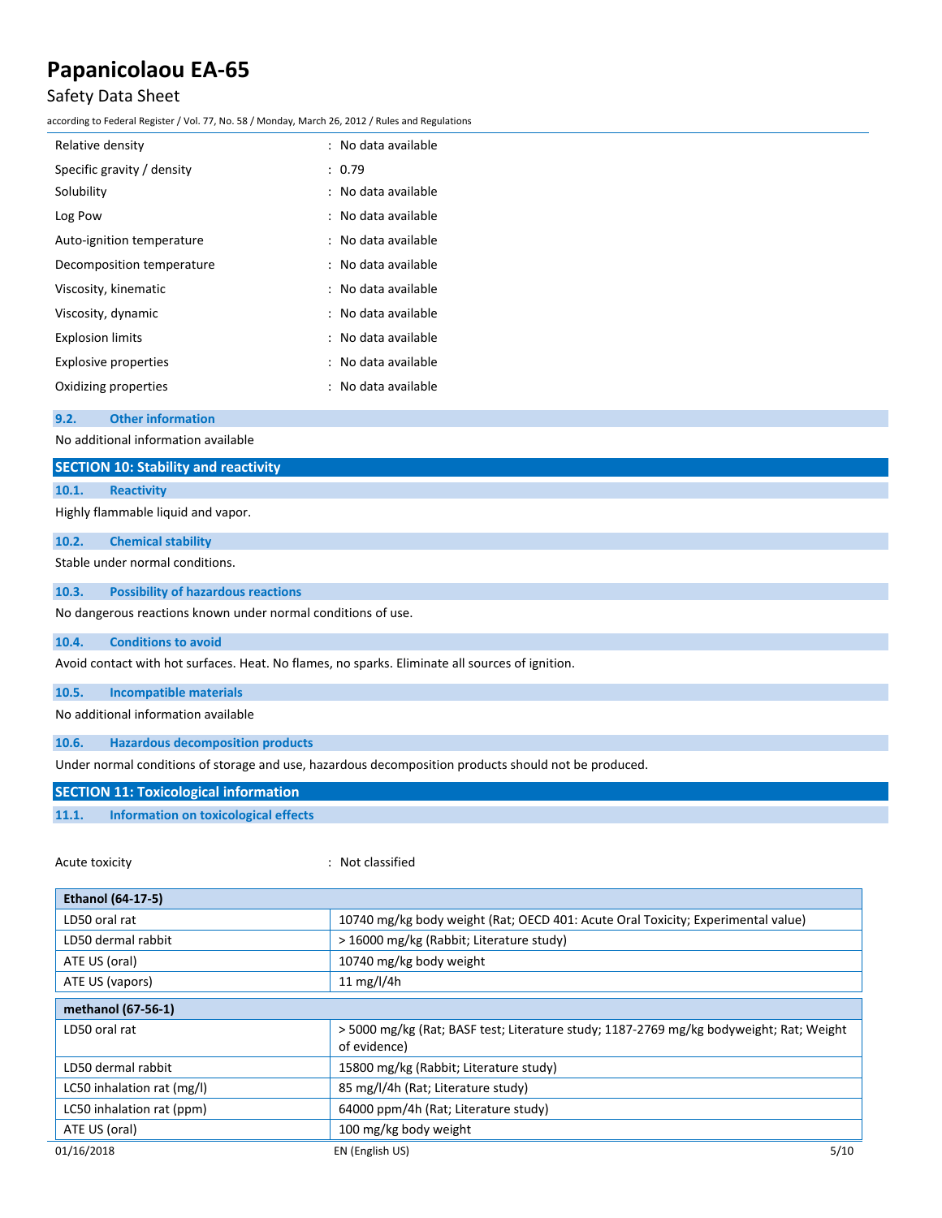| | |
|---|---|
| Relative density | : No data available |
| Specific gravity / density | : 0.79 |
| Solubility | : No data available |
| Log Pow | : No data available |
| Auto-ignition temperature | : No data available |
| Decomposition temperature | : No data available |
| Viscosity, kinematic | : No data available |
| Viscosity, dynamic | : No data available |
| Explosion limits | : No data available |
| Explosive properties | : No data available |
| Oxidizing properties | : No data available |

### 9.2. Other information

No additional information available

## SECTION 10: Stability and reactivity

### 10.1. Reactivity

Highly flammable liquid and vapor.

### 10.2. Chemical stability

Stable under normal conditions.

### 10.3. Possibility of hazardous reactions

No dangerous reactions known under normal conditions of use.

### 10.4. Conditions to avoid

Avoid contact with hot surfaces. Heat. No flames, no sparks. Eliminate all sources of ignition.

### 10.5. Incompatible materials

No additional information available

### 10.6. Hazardous decomposition products

Under normal conditions of storage and use, hazardous decomposition products should not be produced.

## SECTION 11: Toxicological information

### 11.1. Information on toxicological effects

Acute toxicity : Not classified

| **Ethanol (64-17-5)** | |
|---|---|
| LD50 oral rat | 10740 mg/kg body weight (Rat; OECD 401: Acute Oral Toxicity; Experimental value) |
| LD50 dermal rabbit | > 16000 mg/kg (Rabbit; Literature study) |
| ATE US (oral) | 10740 mg/kg body weight |
| ATE US (vapors) | 11 mg/l/4h |

| **methanol (67-56-1)** | |
|---|---|
| LD50 oral rat | > 5000 mg/kg (Rat; BASF test; Literature study; 1187-2769 mg/kg bodyweight; Rat; Weight of evidence) |
| LD50 dermal rabbit | 15800 mg/kg (Rabbit; Literature study) |
| LC50 inhalation rat (mg/l) | 85 mg/l/4h (Rat; Literature study) |
| LC50 inhalation rat (ppm) | 64000 ppm/4h (Rat; Literature study) |
| ATE US (oral) | 100 mg/kg body weight |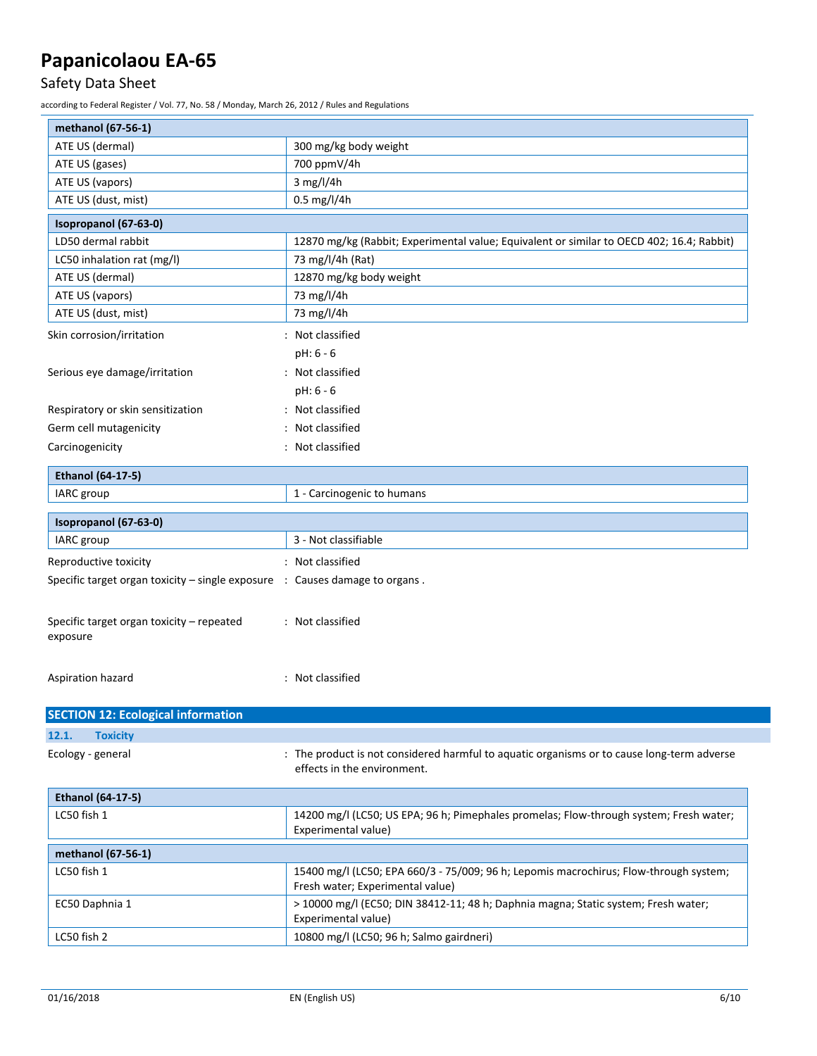| methanol (67-56-1) | |
|---|---|
| ATE US (dermal) | 300 mg/kg body weight |
| ATE US (gases) | 700 ppmV/4h |
| ATE US (vapors) | 3 mg/l/4h |
| ATE US (dust, mist) | 0.5 mg/l/4h |

| Isopropanol (67-63-0) | |
|---|---|
| LD50 dermal rabbit | 12870 mg/kg (Rabbit; Experimental value; Equivalent or similar to OECD 402; 16.4; Rabbit) |
| LC50 inhalation rat (mg/l) | 73 mg/l/4h (Rat) |
| ATE US (dermal) | 12870 mg/kg body weight |
| ATE US (vapors) | 73 mg/l/4h |
| ATE US (dust, mist) | 73 mg/l/4h |

Skin corrosion/irritation : Not classified

pH: 6 - 6

Serious eye damage/irritation : Not classified

pH: 6 - 6

Respiratory or skin sensitization : Not classified

Germ cell mutagenicity : Not classified

Carcinogenicity : Not classified

| Ethanol (64-17-5) | |
|---|---|
| IARC group | 1 - Carcinogenic to humans |

| Isopropanol (67-63-0) | |
|---|---|
| IARC group | 3 - Not classifiable |

Reproductive toxicity : Not classified

Specific target organ toxicity – single exposure : Causes damage to organs .

Specific target organ toxicity – repeated exposure : Not classified

Aspiration hazard : Not classified

## SECTION 12: Ecological information

### 12.1. Toxicity

Ecology - general : The product is not considered harmful to aquatic organisms or to cause long-term adverse effects in the environment.

| Ethanol (64-17-5) | |
|---|---|
| LC50 fish 1 | 14200 mg/l (LC50; US EPA; 96 h; Pimephales promelas; Flow-through system; Fresh water; Experimental value) |

| methanol (67-56-1) | |
|---|---|
| LC50 fish 1 | 15400 mg/l (LC50; EPA 660/3 - 75/009; 96 h; Lepomis macrochirus; Flow-through system; Fresh water; Experimental value) |
| EC50 Daphnia 1 | > 10000 mg/l (EC50; DIN 38412-11; 48 h; Daphnia magna; Static system; Fresh water; Experimental value) |
| LC50 fish 2 | 10800 mg/l (LC50; 96 h; Salmo gairdneri) |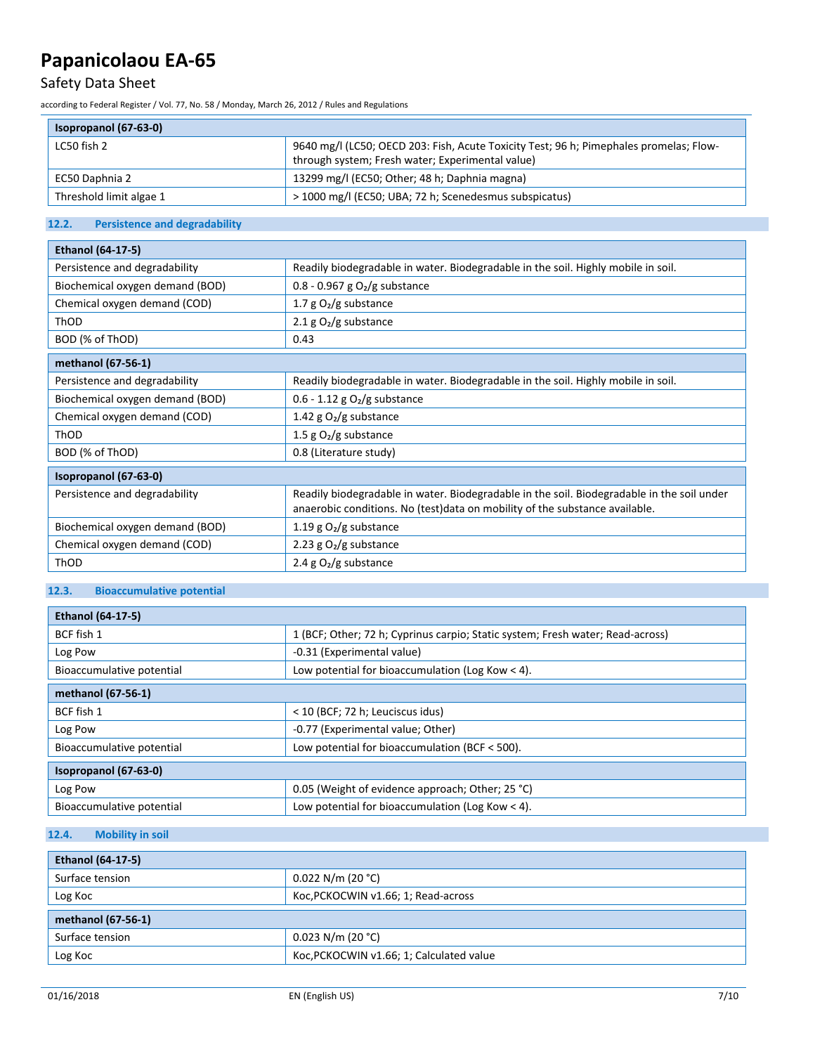| Isopropanol (67-63-0) | |
|---|---|
| LC50 fish 2 | 9640 mg/l (LC50; OECD 203: Fish, Acute Toxicity Test; 96 h; Pimephales promelas; Flow-through system; Fresh water; Experimental value) |
| EC50 Daphnia 2 | 13299 mg/l (EC50; Other; 48 h; Daphnia magna) |
| Threshold limit algae 1 | > 1000 mg/l (EC50; UBA; 72 h; Scenedesmus subspicatus) |

### 12.2. Persistence and degradability

| Ethanol (64-17-5) | |
|---|---|
| Persistence and degradability | Readily biodegradable in water. Biodegradable in the soil. Highly mobile in soil. |
| Biochemical oxygen demand (BOD) | 0.8 - 0.967 g $O_2$/g substance |
| Chemical oxygen demand (COD) | 1.7 g $O_2$/g substance |
| ThOD | 2.1 g $O_2$/g substance |
| BOD (% of ThOD) | 0.43 |

| methanol (67-56-1) | |
|---|---|
| Persistence and degradability | Readily biodegradable in water. Biodegradable in the soil. Highly mobile in soil. |
| Biochemical oxygen demand (BOD) | 0.6 - 1.12 g $O_2$/g substance |
| Chemical oxygen demand (COD) | 1.42 g $O_2$/g substance |
| ThOD | 1.5 g $O_2$/g substance |
| BOD (% of ThOD) | 0.8 (Literature study) |

| Isopropanol (67-63-0) | |
|---|---|
| Persistence and degradability | Readily biodegradable in water. Biodegradable in the soil. Biodegradable in the soil under anaerobic conditions. No (test)data on mobility of the substance available. |
| Biochemical oxygen demand (BOD) | 1.19 g $O_2$/g substance |
| Chemical oxygen demand (COD) | 2.23 g $O_2$/g substance |
| ThOD | 2.4 g $O_2$/g substance |

### 12.3. Bioaccumulative potential

| Ethanol (64-17-5) | |
|---|---|
| BCF fish 1 | 1 (BCF; Other; 72 h; Cyprinus carpio; Static system; Fresh water; Read-across) |
| Log Pow | -0.31 (Experimental value) |
| Bioaccumulative potential | Low potential for bioaccumulation (Log Kow < 4). |

| methanol (67-56-1) | |
|---|---|
| BCF fish 1 | < 10 (BCF; 72 h; Leuciscus idus) |
| Log Pow | -0.77 (Experimental value; Other) |
| Bioaccumulative potential | Low potential for bioaccumulation (BCF < 500). |

| Isopropanol (67-63-0) | |
|---|---|
| Log Pow | 0.05 (Weight of evidence approach; Other; 25 °C) |
| Bioaccumulative potential | Low potential for bioaccumulation (Log Kow < 4). |

### 12.4. Mobility in soil

| Ethanol (64-17-5) | |
|---|---|
| Surface tension | 0.022 N/m (20 °C) |
| Log Koc | Koc,PCKOCWIN v1.66; 1; Read-across |

| methanol (67-56-1) | |
|---|---|
| Surface tension | 0.023 N/m (20 °C) |
| Log Koc | Koc,PCKOCWIN v1.66; 1; Calculated value |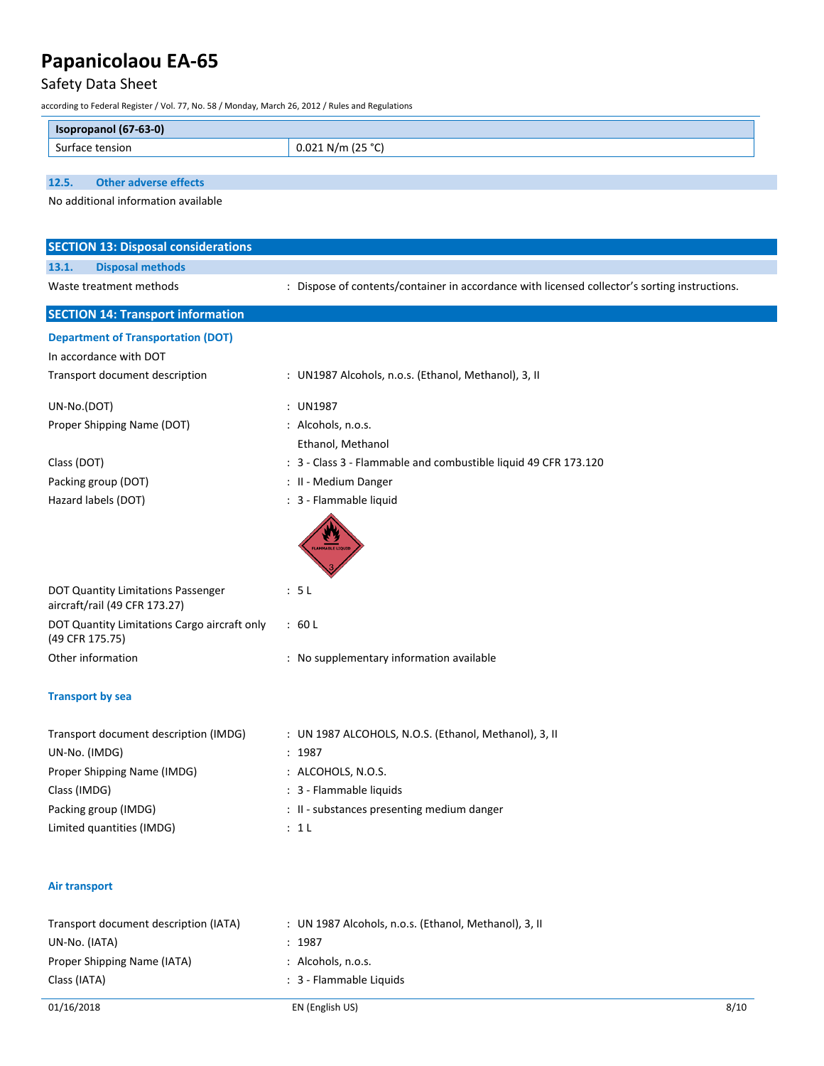| Isopropanol (67-63-0) | |
|---|---|
| Surface tension | 0.021 N/m (25 °C) |

### 12.5. Other adverse effects

No additional information available

## SECTION 13: Disposal considerations

### 13.1. Disposal methods

Waste treatment methods : Dispose of contents/container in accordance with licensed collector's sorting instructions.

## SECTION 14: Transport information

### Department of Transportation (DOT)

In accordance with DOT

Transport document description : UN1987 Alcohols, n.o.s. (Ethanol, Methanol), 3, II

UN-No.(DOT) : UN1987

Proper Shipping Name (DOT) : Alcohols, n.o.s.
Ethanol, Methanol

Class (DOT) : 3 - Class 3 - Flammable and combustible liquid 49 CFR 173.120

Packing group (DOT) : II - Medium Danger

Hazard labels (DOT) : 3 - Flammable liquid

DOT Quantity Limitations Passenger aircraft/rail (49 CFR 173.27) : 5 L

DOT Quantity Limitations Cargo aircraft only (49 CFR 175.75) : 60 L

Other information : No supplementary information available

### Transport by sea

Transport document description (IMDG) : UN 1987 ALCOHOLS, N.O.S. (Ethanol, Methanol), 3, II

UN-No. (IMDG) : 1987

Proper Shipping Name (IMDG) : ALCOHOLS, N.O.S.

Class (IMDG) : 3 - Flammable liquids

Packing group (IMDG) : II - substances presenting medium danger

Limited quantities (IMDG) : 1 L

### Air transport

Transport document description (IATA) : UN 1987 Alcohols, n.o.s. (Ethanol, Methanol), 3, II

UN-No. (IATA) : 1987

Proper Shipping Name (IATA) : Alcohols, n.o.s.

Class (IATA) : 3 - Flammable Liquids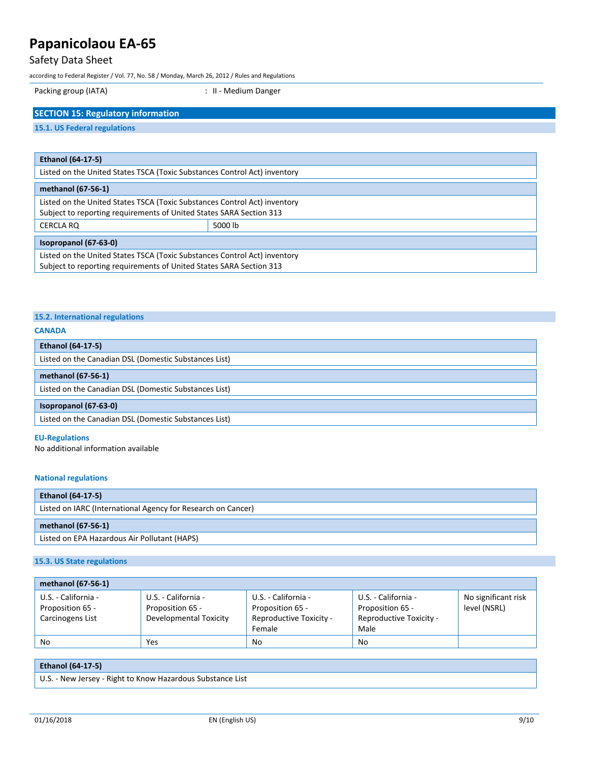Packing group (IATA) : II - Medium Danger

## SECTION 15: Regulatory information

### 15.1. US Federal regulations

| Ethanol (64-17-5) | |
|---|---|
| Listed on the United States TSCA (Toxic Substances Control Act) inventory | |

| methanol (67-56-1) | |
|---|---|
| Listed on the United States TSCA (Toxic Substances Control Act) inventory<br>Subject to reporting requirements of United States SARA Section 313 | |
| CERCLA RQ | 5000 lb |

| Isopropanol (67-63-0) |
|---|
| Listed on the United States TSCA (Toxic Substances Control Act) inventory<br>Subject to reporting requirements of United States SARA Section 313 |

### 15.2. International regulations

**CANADA**

| Ethanol (64-17-5) |
|---|
| Listed on the Canadian DSL (Domestic Substances List) |

| methanol (67-56-1) |
|---|
| Listed on the Canadian DSL (Domestic Substances List) |

| Isopropanol (67-63-0) |
|---|
| Listed on the Canadian DSL (Domestic Substances List) |

**EU-Regulations**

No additional information available

**National regulations**

| Ethanol (64-17-5) |
|---|
| Listed on IARC (International Agency for Research on Cancer) |

| methanol (67-56-1) |
|---|
| Listed on EPA Hazardous Air Pollutant (HAPS) |

### 15.3. US State regulations

| methanol (67-56-1) | | | | |
|---|---|---|---|---|
| U.S. - California - Proposition 65 - Carcinogens List | U.S. - California - Proposition 65 - Developmental Toxicity | U.S. - California - Proposition 65 - Reproductive Toxicity - Female | U.S. - California - Proposition 65 - Reproductive Toxicity - Male | No significant risk level (NSRL) |
| No | Yes | No | No | |

| Ethanol (64-17-5) |
|---|
| U.S. - New Jersey - Right to Know Hazardous Substance List |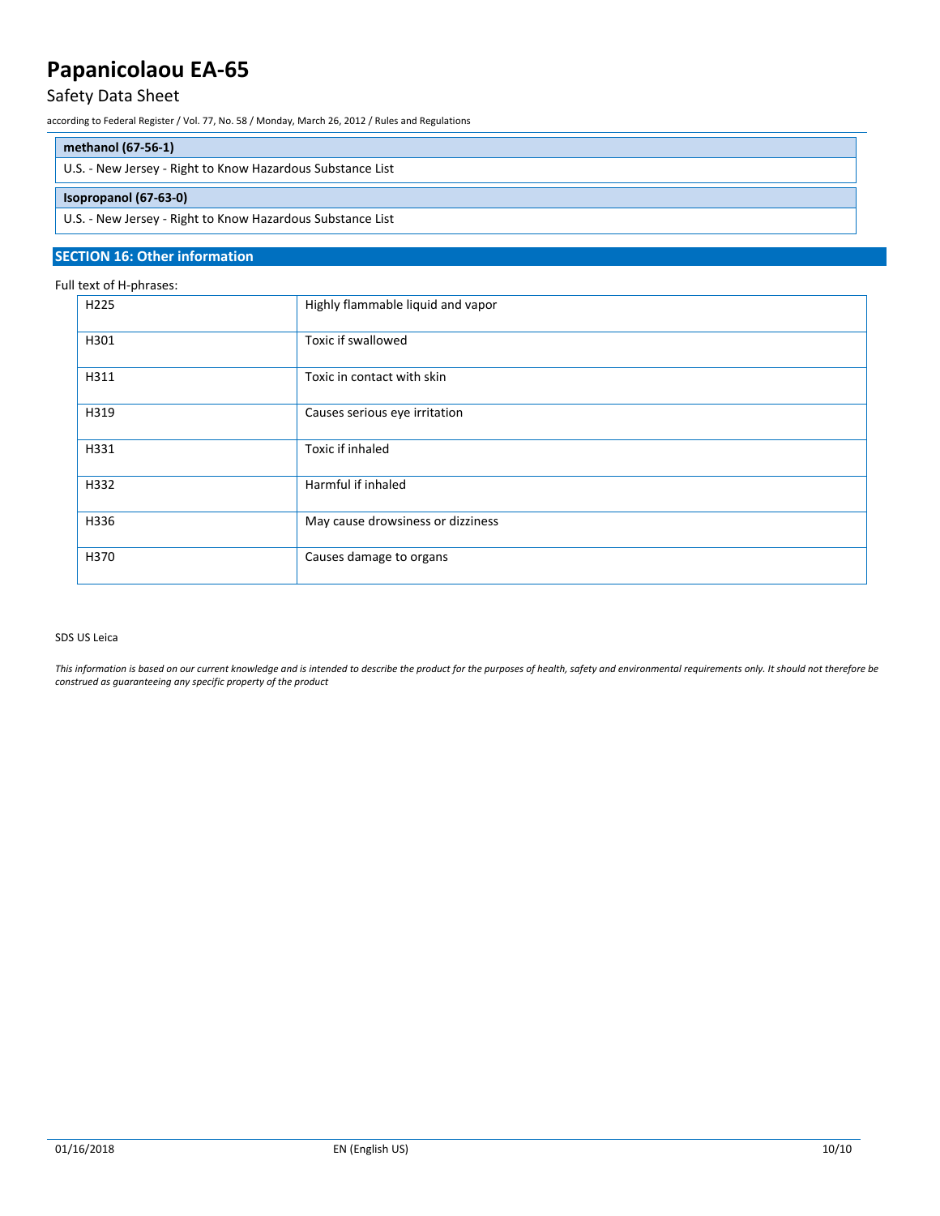| methanol (67-56-1) |
| --- |
| U.S. - New Jersey - Right to Know Hazardous Substance List |

| Isopropanol (67-63-0) |
| --- |
| U.S. - New Jersey - Right to Know Hazardous Substance List |

## SECTION 16: Other information

Full text of H-phrases:

| | |
| --- | --- |
| H225 | Highly flammable liquid and vapor |
| H301 | Toxic if swallowed |
| H311 | Toxic in contact with skin |
| H319 | Causes serious eye irritation |
| H331 | Toxic if inhaled |
| H332 | Harmful if inhaled |
| H336 | May cause drowsiness or dizziness |
| H370 | Causes damage to organs |

SDS US Leica

*This information is based on our current knowledge and is intended to describe the product for the purposes of health, safety and environmental requirements only. It should not therefore be construed as guaranteeing any specific property of the product*